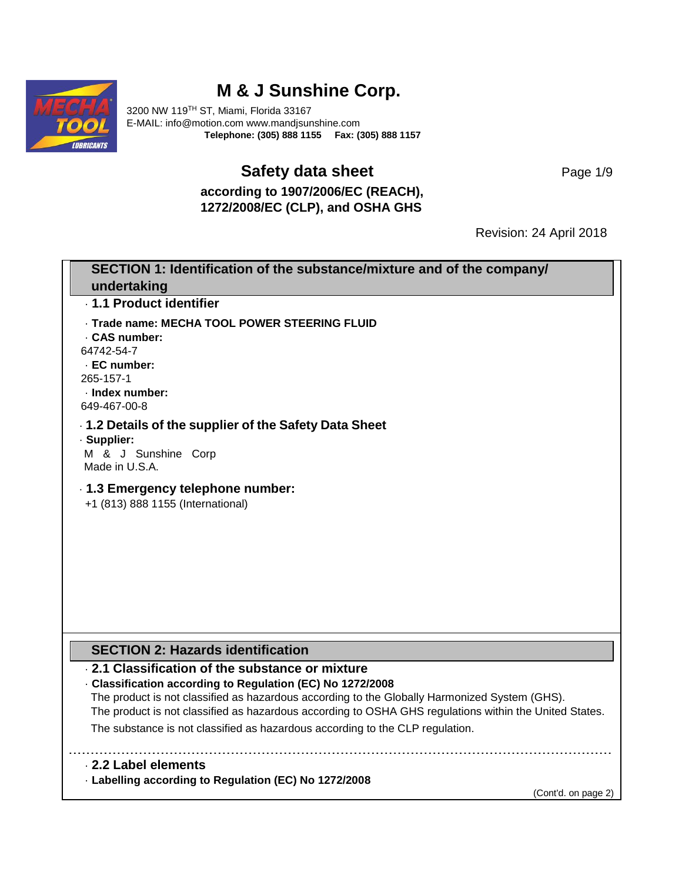# M & J Sunshine Corp.

3200 NW 119[TH] ST, Miami, Florida 33167
E-MAIL: info@motion.com www.mandjsunshine.com
**Telephone: (305) 888 1155 Fax: (305) 888 1157**

## Safety data sheet

**according to 1907/2006/EC (REACH), 1272/2008/EC (CLP), and OSHA GHS**

Revision: 24 April 2018

## SECTION 1: Identification of the substance/mixture and of the company/ undertaking

### · 1.1 Product identifier

· **Trade name: MECHA TOOL POWER STEERING FLUID**

· **CAS number:**
64742-54-7

· **EC number:**
265-157-1

· **Index number:**
649-467-00-8

### · 1.2 Details of the supplier of the Safety Data Sheet

· **Supplier:**
M & J Sunshine Corp
Made in U.S.A.

### · 1.3 Emergency telephone number:

+1 (813) 888 1155 (International)

## SECTION 2: Hazards identification

### · 2.1 Classification of the substance or mixture

· **Classification according to Regulation (EC) No 1272/2008**

The product is not classified as hazardous according to the Globally Harmonized System (GHS).
The product is not classified as hazardous according to OSHA GHS regulations within the United States.

The substance is not classified as hazardous according to the CLP regulation.

### · 2.2 Label elements

· **Labelling according to Regulation (EC) No 1272/2008**

(Cont'd. on page 2)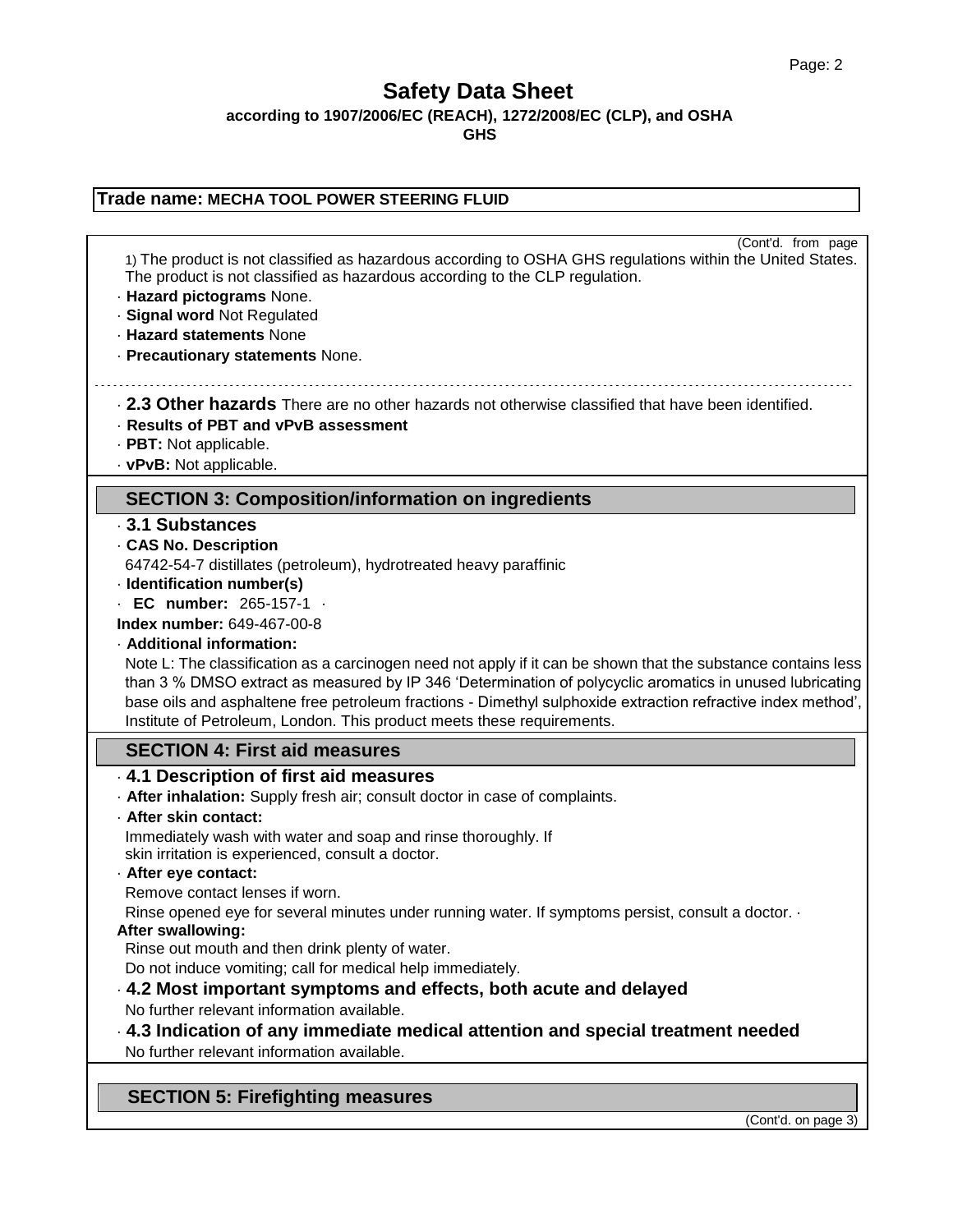(Cont'd. from page

1) The product is not classified as hazardous according to OSHA GHS regulations within the United States. The product is not classified as hazardous according to the CLP regulation.

- **Hazard pictograms** None.
- **Signal word** Not Regulated
- **Hazard statements** None
- **Precautionary statements** None.

---

- **2.3 Other hazards** There are no other hazards not otherwise classified that have been identified.
- **Results of PBT and vPvB assessment**
- **PBT:** Not applicable.
- **vPvB:** Not applicable.

## SECTION 3: Composition/information on ingredients

- **3.1 Substances**
- **CAS No. Description**

  64742-54-7 distillates (petroleum), hydrotreated heavy paraffinic
- **Identification number(s)**
- **EC number:** 265-157-1 ·

**Index number:** 649-467-00-8

- **Additional information:**

  Note L: The classification as a carcinogen need not apply if it can be shown that the substance contains less than 3 % DMSO extract as measured by IP 346 'Determination of polycyclic aromatics in unused lubricating base oils and asphaltene free petroleum fractions - Dimethyl sulphoxide extraction refractive index method', Institute of Petroleum, London. This product meets these requirements.

## SECTION 4: First aid measures

- **4.1 Description of first aid measures**
- **After inhalation:** Supply fresh air; consult doctor in case of complaints.
- **After skin contact:**

  Immediately wash with water and soap and rinse thoroughly. If skin irritation is experienced, consult a doctor.
- **After eye contact:**

  Remove contact lenses if worn.

  Rinse opened eye for several minutes under running water. If symptoms persist, consult a doctor. ·

**After swallowing:**

Rinse out mouth and then drink plenty of water.

Do not induce vomiting; call for medical help immediately.

- **4.2 Most important symptoms and effects, both acute and delayed**

  No further relevant information available.
- **4.3 Indication of any immediate medical attention and special treatment needed**

  No further relevant information available.

## SECTION 5: Firefighting measures

(Cont'd. on page 3)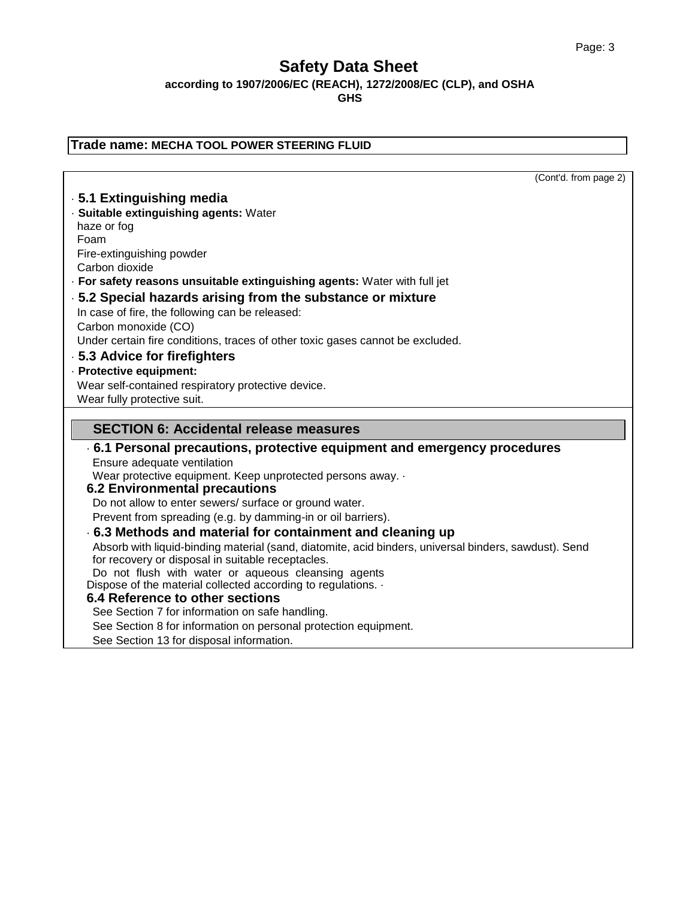**Trade name: MECHA TOOL POWER STEERING FLUID**

(Cont'd. from page 2)

· **5.1 Extinguishing media**

· **Suitable extinguishing agents:** Water
haze or fog
Foam
Fire-extinguishing powder
Carbon dioxide

· **For safety reasons unsuitable extinguishing agents:** Water with full jet

· **5.2 Special hazards arising from the substance or mixture**

In case of fire, the following can be released:
Carbon monoxide (CO)
Under certain fire conditions, traces of other toxic gases cannot be excluded.

· **5.3 Advice for firefighters**

· **Protective equipment:**
Wear self-contained respiratory protective device.
Wear fully protective suit.

## SECTION 6: Accidental release measures

· **6.1 Personal precautions, protective equipment and emergency procedures**

Ensure adequate ventilation
Wear protective equipment. Keep unprotected persons away. ·

**6.2 Environmental precautions**

Do not allow to enter sewers/ surface or ground water.
Prevent from spreading (e.g. by damming-in or oil barriers).

· **6.3 Methods and material for containment and cleaning up**

Absorb with liquid-binding material (sand, diatomite, acid binders, universal binders, sawdust). Send for recovery or disposal in suitable receptacles.
Do not flush with water or aqueous cleansing agents
Dispose of the material collected according to regulations. ·

**6.4 Reference to other sections**

See Section 7 for information on safe handling.
See Section 8 for information on personal protection equipment.
See Section 13 for disposal information.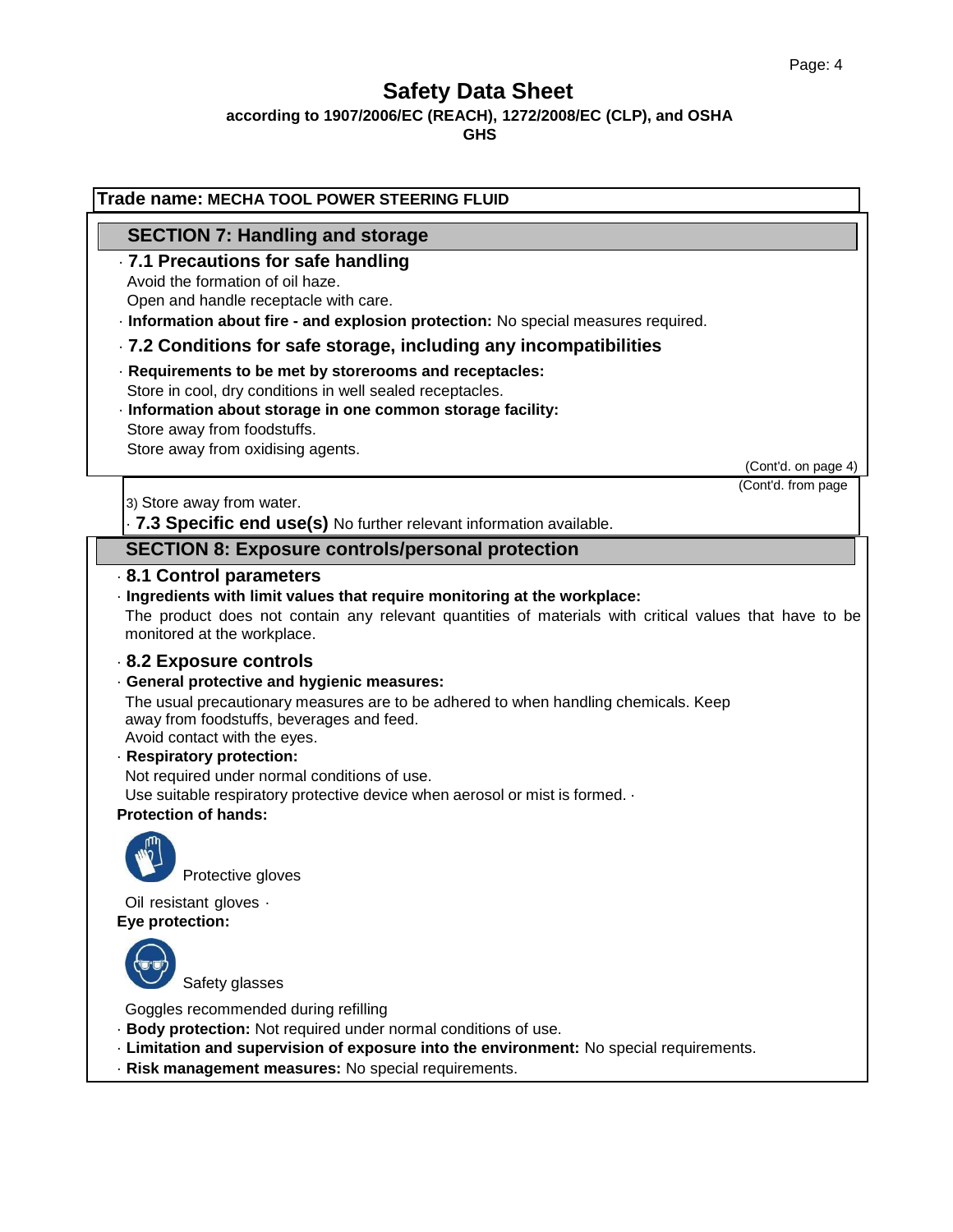# Safety Data Sheet

**according to 1907/2006/EC (REACH), 1272/2008/EC (CLP), and OSHA GHS**

**Trade name: MECHA TOOL POWER STEERING FLUID**

## SECTION 7: Handling and storage

· **7.1 Precautions for safe handling**

Avoid the formation of oil haze.
Open and handle receptacle with care.

· **Information about fire - and explosion protection:** No special measures required.

· **7.2 Conditions for safe storage, including any incompatibilities**

· **Requirements to be met by storerooms and receptacles:**
Store in cool, dry conditions in well sealed receptacles.

· **Information about storage in one common storage facility:**
Store away from foodstuffs.
Store away from oxidising agents.

(Cont'd. on page 4)

(Cont'd. from page 3)

Store away from water.

· **7.3 Specific end use(s)** No further relevant information available.

## SECTION 8: Exposure controls/personal protection

· **8.1 Control parameters**

· **Ingredients with limit values that require monitoring at the workplace:**
The product does not contain any relevant quantities of materials with critical values that have to be monitored at the workplace.

· **8.2 Exposure controls**

· **General protective and hygienic measures:**
The usual precautionary measures are to be adhered to when handling chemicals. Keep away from foodstuffs, beverages and feed.
Avoid contact with the eyes.

· **Respiratory protection:**
Not required under normal conditions of use.
Use suitable respiratory protective device when aerosol or mist is formed. ·

**Protection of hands:**

Protective gloves

Oil resistant gloves ·

**Eye protection:**

Safety glasses

Goggles recommended during refilling

· **Body protection:** Not required under normal conditions of use.

· **Limitation and supervision of exposure into the environment:** No special requirements.

· **Risk management measures:** No special requirements.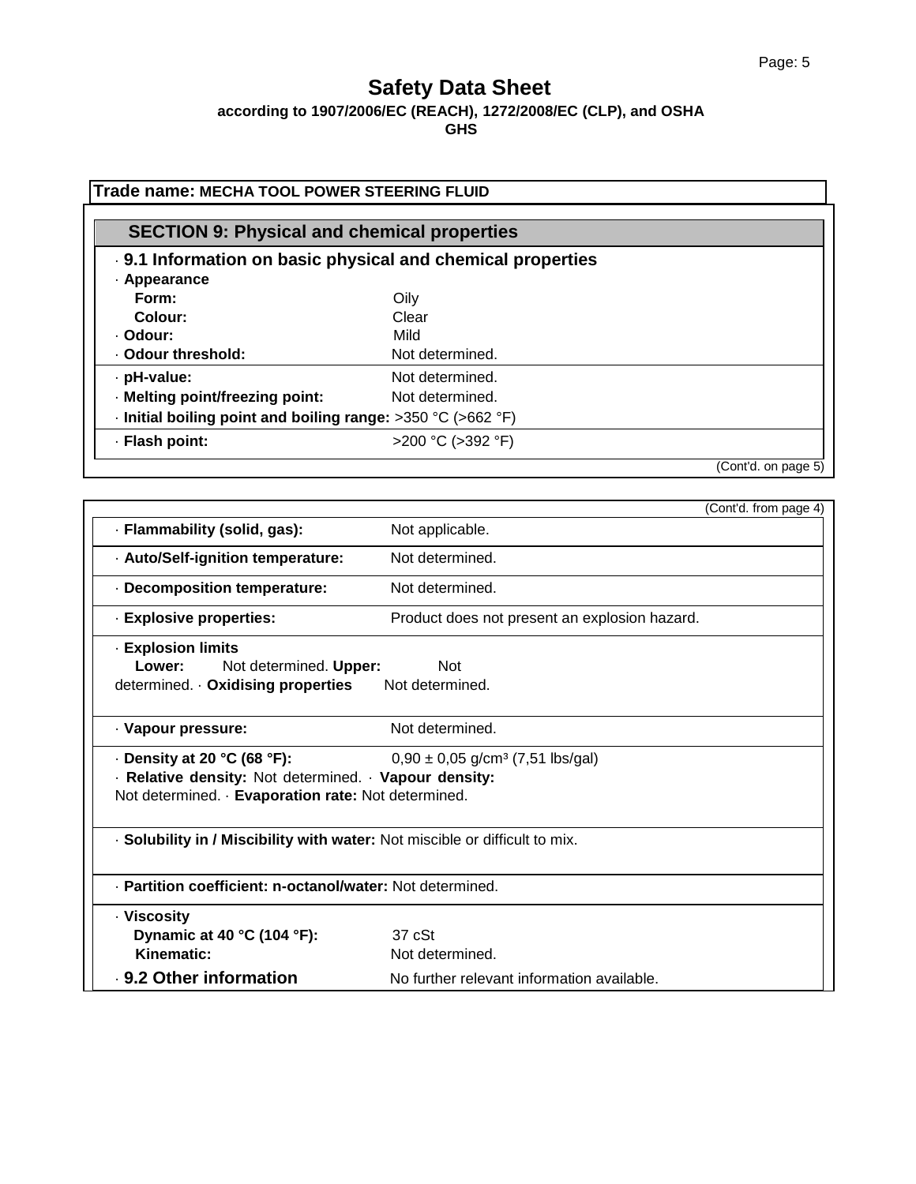# Safety Data Sheet

**according to 1907/2006/EC (REACH), 1272/2008/EC (CLP), and OSHA GHS**

**Trade name: MECHA TOOL POWER STEERING FLUID**

## SECTION 9: Physical and chemical properties

### · 9.1 Information on basic physical and chemical properties

· **Appearance**

| | |
|---|---|
| **Form:** | Oily |
| **Colour:** | Clear |
| · **Odour:** | Mild |
| · **Odour threshold:** | Not determined. |
| · **pH-value:** | Not determined. |
| · **Melting point/freezing point:** | Not determined. |
| · **Initial boiling point and boiling range:** | >350 °C (>662 °F) |
| · **Flash point:** | >200 °C (>392 °F) |

(Cont'd. on page 5)

(Cont'd. from page 4)

| | |
|---|---|
| · **Flammability (solid, gas):** | Not applicable. |
| · **Auto/Self-ignition temperature:** | Not determined. |
| · **Decomposition temperature:** | Not determined. |
| · **Explosive properties:** | Product does not present an explosion hazard. |

· **Explosion limits**
**Lower:** Not determined. **Upper:** Not determined. · **Oxidising properties** Not determined.

· **Vapour pressure:** Not determined.

· **Density at 20 °C (68 °F):** 0,90 ± 0,05 g/cm³ (7,51 lbs/gal)
· **Relative density:** Not determined. · **Vapour density:** Not determined. · **Evaporation rate:** Not determined.

· **Solubility in / Miscibility with water:** Not miscible or difficult to mix.

· **Partition coefficient: n-octanol/water:** Not determined.

· **Viscosity**

| | |
|---|---|
| **Dynamic at 40 °C (104 °F):** | 37 cSt |
| **Kinematic:** | Not determined. |

### · 9.2 Other information

No further relevant information available.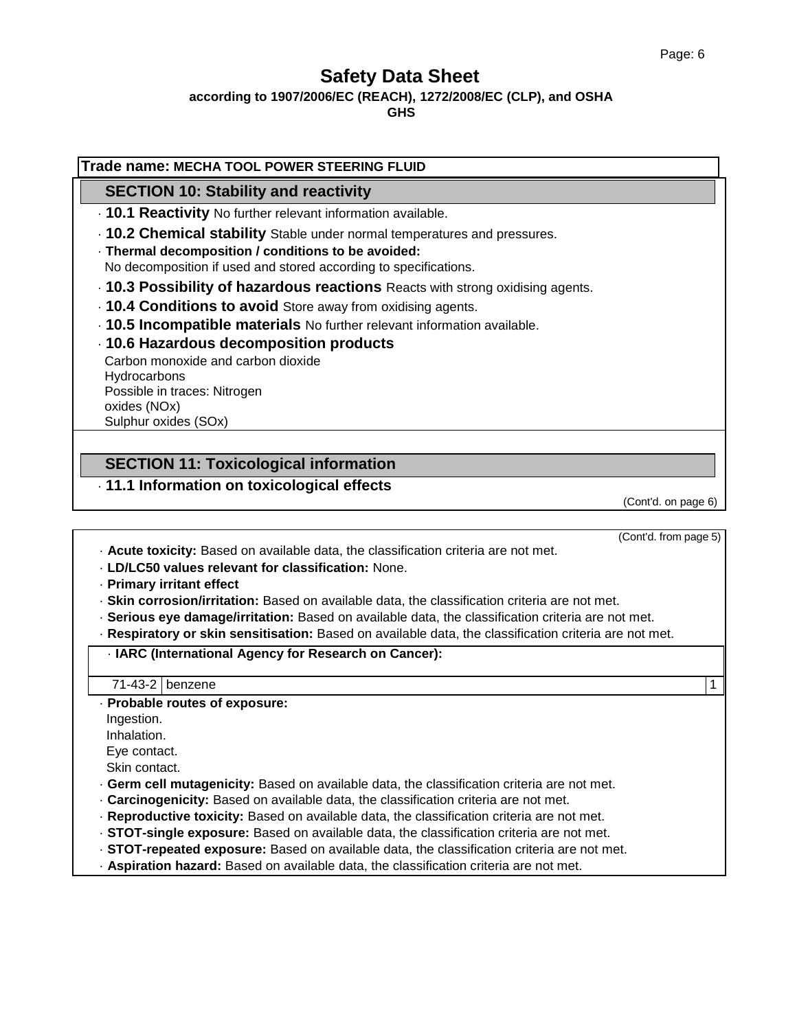# Safety Data Sheet

**according to 1907/2006/EC (REACH), 1272/2008/EC (CLP), and OSHA GHS**

**Trade name: MECHA TOOL POWER STEERING FLUID**

## SECTION 10: Stability and reactivity

· **10.1 Reactivity** No further relevant information available.

· **10.2 Chemical stability** Stable under normal temperatures and pressures.

· **Thermal decomposition / conditions to be avoided:**
No decomposition if used and stored according to specifications.

· **10.3 Possibility of hazardous reactions** Reacts with strong oxidising agents.

· **10.4 Conditions to avoid** Store away from oxidising agents.

· **10.5 Incompatible materials** No further relevant information available.

· **10.6 Hazardous decomposition products**
Carbon monoxide and carbon dioxide
Hydrocarbons
Possible in traces: Nitrogen oxides (NOx)
Sulphur oxides (SOx)

## SECTION 11: Toxicological information

· **11.1 Information on toxicological effects**

(Cont'd. on page 6)

(Cont'd. from page 5)

· **Acute toxicity:** Based on available data, the classification criteria are not met.

· **LD/LC50 values relevant for classification:** None.

· **Primary irritant effect**

· **Skin corrosion/irritation:** Based on available data, the classification criteria are not met.

· **Serious eye damage/irritation:** Based on available data, the classification criteria are not met.

· **Respiratory or skin sensitisation:** Based on available data, the classification criteria are not met.

· **IARC (International Agency for Research on Cancer):**

| | | |
|---|---|---|
| 71-43-2 | benzene | 1 |

· **Probable routes of exposure:**
Ingestion.
Inhalation.
Eye contact.
Skin contact.

· **Germ cell mutagenicity:** Based on available data, the classification criteria are not met.

· **Carcinogenicity:** Based on available data, the classification criteria are not met.

· **Reproductive toxicity:** Based on available data, the classification criteria are not met.

· **STOT-single exposure:** Based on available data, the classification criteria are not met.

· **STOT-repeated exposure:** Based on available data, the classification criteria are not met.

· **Aspiration hazard:** Based on available data, the classification criteria are not met.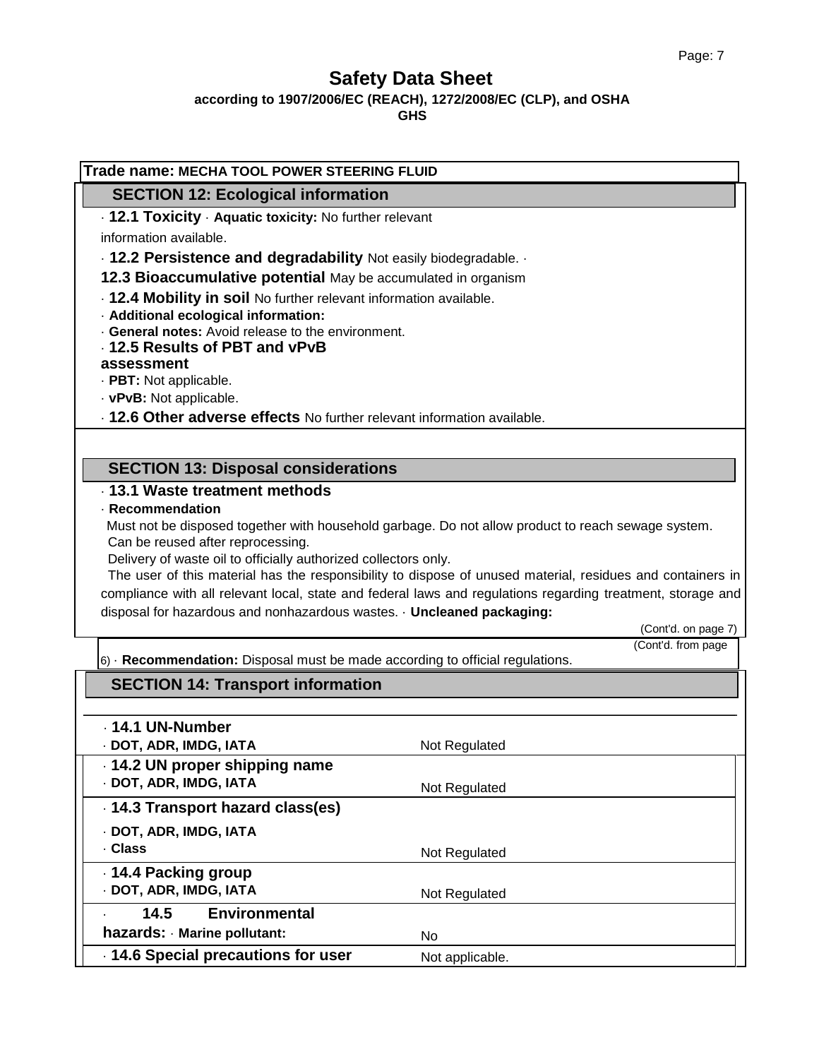# Safety Data Sheet

**according to 1907/2006/EC (REACH), 1272/2008/EC (CLP), and OSHA GHS**

**Trade name: MECHA TOOL POWER STEERING FLUID**

## SECTION 12: Ecological information

· **12.1 Toxicity** · **Aquatic toxicity:** No further relevant information available.

· **12.2 Persistence and degradability** Not easily biodegradable. ·

**12.3 Bioaccumulative potential** May be accumulated in organism

· **12.4 Mobility in soil** No further relevant information available.

· **Additional ecological information:**

· **General notes:** Avoid release to the environment.

· **12.5 Results of PBT and vPvB assessment**

· **PBT:** Not applicable.

· **vPvB:** Not applicable.

· **12.6 Other adverse effects** No further relevant information available.

## SECTION 13: Disposal considerations

· **13.1 Waste treatment methods**

· **Recommendation**

Must not be disposed together with household garbage. Do not allow product to reach sewage system.
Can be reused after reprocessing.
Delivery of waste oil to officially authorized collectors only.
The user of this material has the responsibility to dispose of unused material, residues and containers in compliance with all relevant local, state and federal laws and regulations regarding treatment, storage and disposal for hazardous and nonhazardous wastes. · **Uncleaned packaging:**

(Cont'd. on page 7)

(Cont'd. from page 6) · **Recommendation:** Disposal must be made according to official regulations.

## SECTION 14: Transport information

| | |
|---|---|
| · **14.1 UN-Number**<br>· **DOT, ADR, IMDG, IATA** | Not Regulated |
| · **14.2 UN proper shipping name**<br>· **DOT, ADR, IMDG, IATA** | Not Regulated |
| · **14.3 Transport hazard class(es)**<br>· **DOT, ADR, IMDG, IATA**<br>· **Class** | Not Regulated |
| · **14.4 Packing group**<br>· **DOT, ADR, IMDG, IATA** | Not Regulated |
| · **14.5 Environmental hazards:** · **Marine pollutant:** | No |
| · **14.6 Special precautions for user** | Not applicable. |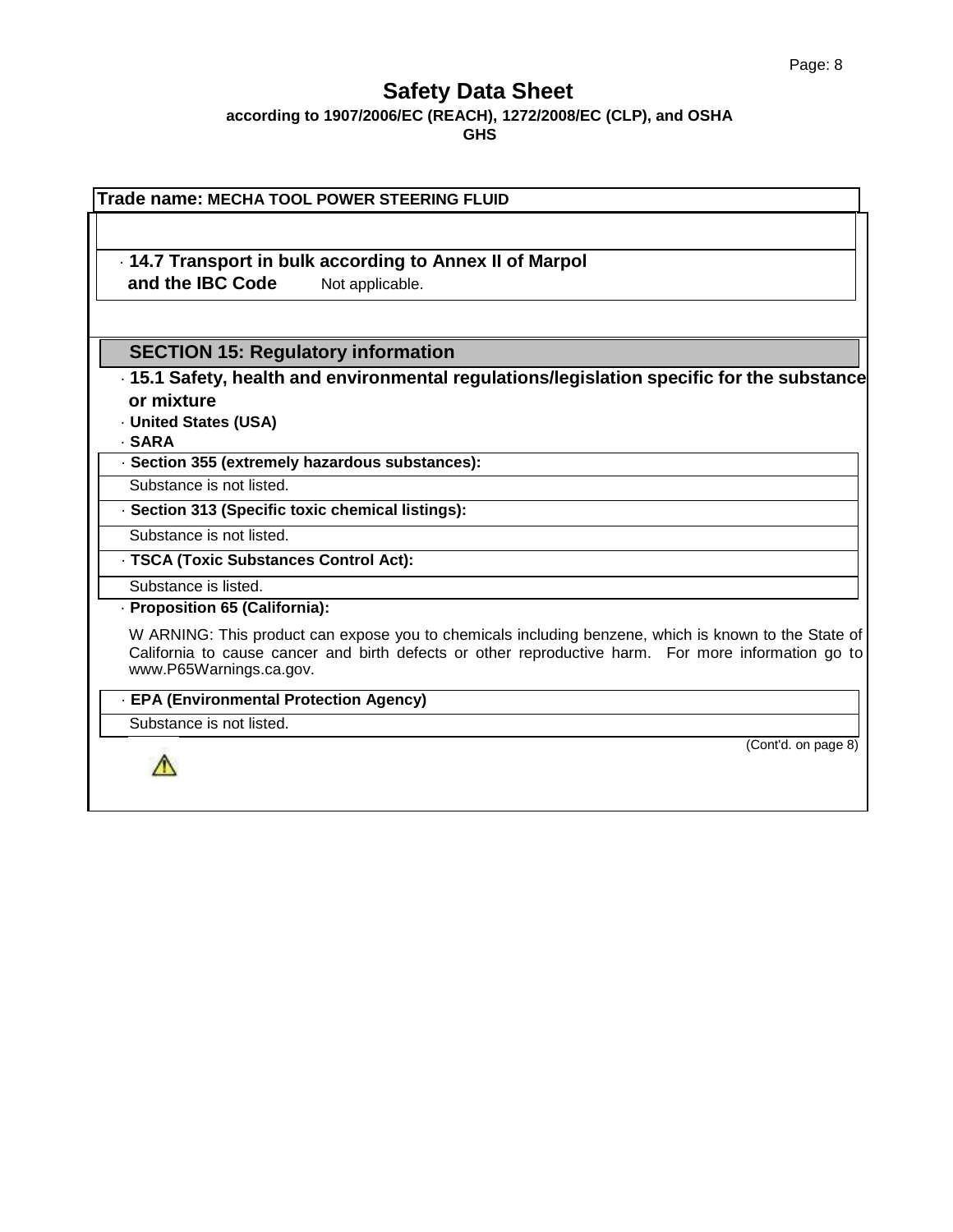# Safety Data Sheet

**according to 1907/2006/EC (REACH), 1272/2008/EC (CLP), and OSHA GHS**

**Trade name:** **MECHA TOOL POWER STEERING FLUID**

· **14.7 Transport in bulk according to Annex II of Marpol and the IBC Code** Not applicable.

## SECTION 15: Regulatory information

· **15.1 Safety, health and environmental regulations/legislation specific for the substance or mixture**

· **United States (USA)**

· **SARA**

· **Section 355 (extremely hazardous substances):**

Substance is not listed.

· **Section 313 (Specific toxic chemical listings):**

Substance is not listed.

· **TSCA (Toxic Substances Control Act):**

Substance is listed.

· **Proposition 65 (California):**

W ARNING: This product can expose you to chemicals including benzene, which is known to the State of California to cause cancer and birth defects or other reproductive harm. For more information go to www.P65Warnings.ca.gov.

· **EPA (Environmental Protection Agency)**

Substance is not listed.

(Cont'd. on page 8)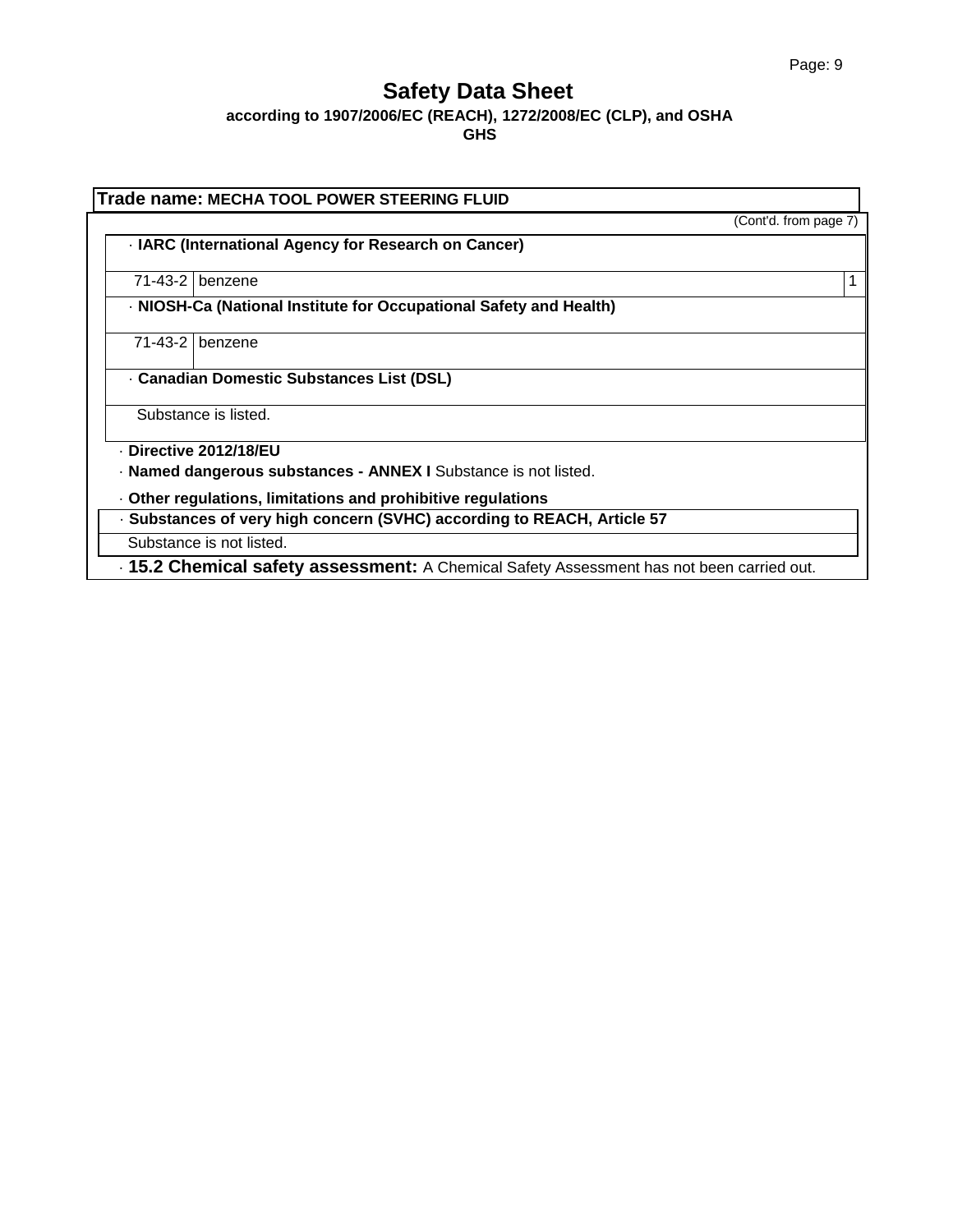**Trade name: MECHA TOOL POWER STEERING FLUID**

(Cont'd. from page 7)

· **IARC (International Agency for Research on Cancer)**

| | | |
|---|---|---|
| 71-43-2 | benzene | 1 |

· **NIOSH-Ca (National Institute for Occupational Safety and Health)**

| | |
|---|---|
| 71-43-2 | benzene |

· **Canadian Domestic Substances List (DSL)**

Substance is listed.

· **Directive 2012/18/EU**

· **Named dangerous substances - ANNEX I** Substance is not listed.

· **Other regulations, limitations and prohibitive regulations**

· **Substances of very high concern (SVHC) according to REACH, Article 57**

Substance is not listed.

· **15.2 Chemical safety assessment:** A Chemical Safety Assessment has not been carried out.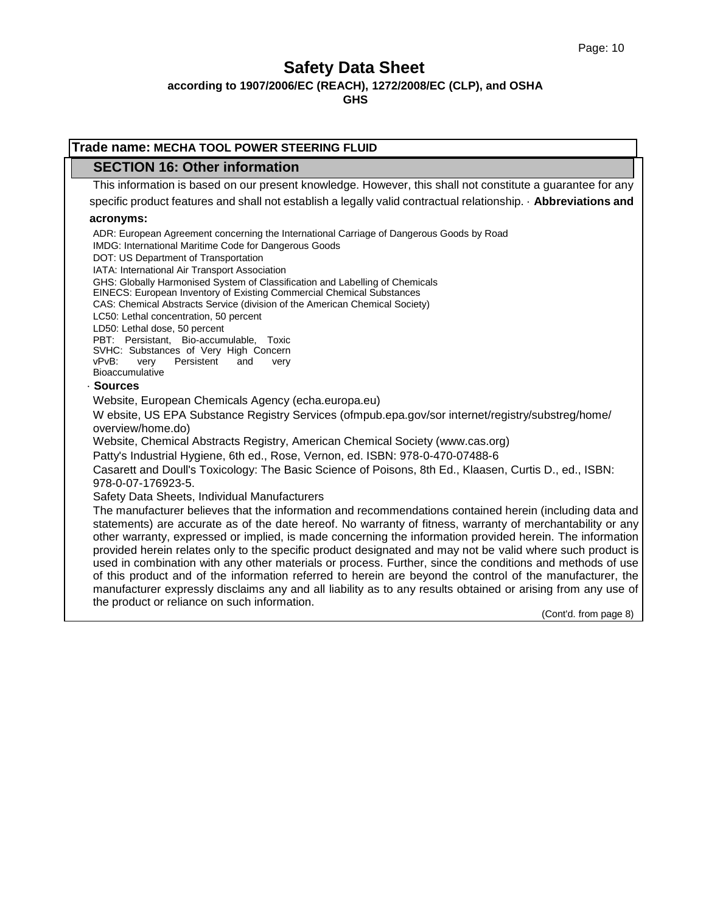# Safety Data Sheet

**according to 1907/2006/EC (REACH), 1272/2008/EC (CLP), and OSHA GHS**

**Trade name: MECHA TOOL POWER STEERING FLUID**

## SECTION 16: Other information

This information is based on our present knowledge. However, this shall not constitute a guarantee for any specific product features and shall not establish a legally valid contractual relationship. · **Abbreviations and acronyms:**

ADR: European Agreement concerning the International Carriage of Dangerous Goods by Road
IMDG: International Maritime Code for Dangerous Goods
DOT: US Department of Transportation
IATA: International Air Transport Association
GHS: Globally Harmonised System of Classification and Labelling of Chemicals
EINECS: European Inventory of Existing Commercial Chemical Substances
CAS: Chemical Abstracts Service (division of the American Chemical Society)
LC50: Lethal concentration, 50 percent
LD50: Lethal dose, 50 percent
PBT: Persistant, Bio-accumulable, Toxic
SVHC: Substances of Very High Concern
vPvB: very Persistent and very Bioaccumulative

· **Sources**

Website, European Chemicals Agency (echa.europa.eu)
W ebsite, US EPA Substance Registry Services (ofmpub.epa.gov/sor internet/registry/substreg/home/overview/home.do)
Website, Chemical Abstracts Registry, American Chemical Society (www.cas.org)
Patty's Industrial Hygiene, 6th ed., Rose, Vernon, ed. ISBN: 978-0-470-07488-6
Casarett and Doull's Toxicology: The Basic Science of Poisons, 8th Ed., Klaasen, Curtis D., ed., ISBN: 978-0-07-176923-5.
Safety Data Sheets, Individual Manufacturers

The manufacturer believes that the information and recommendations contained herein (including data and statements) are accurate as of the date hereof. No warranty of fitness, warranty of merchantability or any other warranty, expressed or implied, is made concerning the information provided herein. The information provided herein relates only to the specific product designated and may not be valid where such product is used in combination with any other materials or process. Further, since the conditions and methods of use of this product and of the information referred to herein are beyond the control of the manufacturer, the manufacturer expressly disclaims any and all liability as to any results obtained or arising from any use of the product or reliance on such information.

(Cont'd. from page 8)